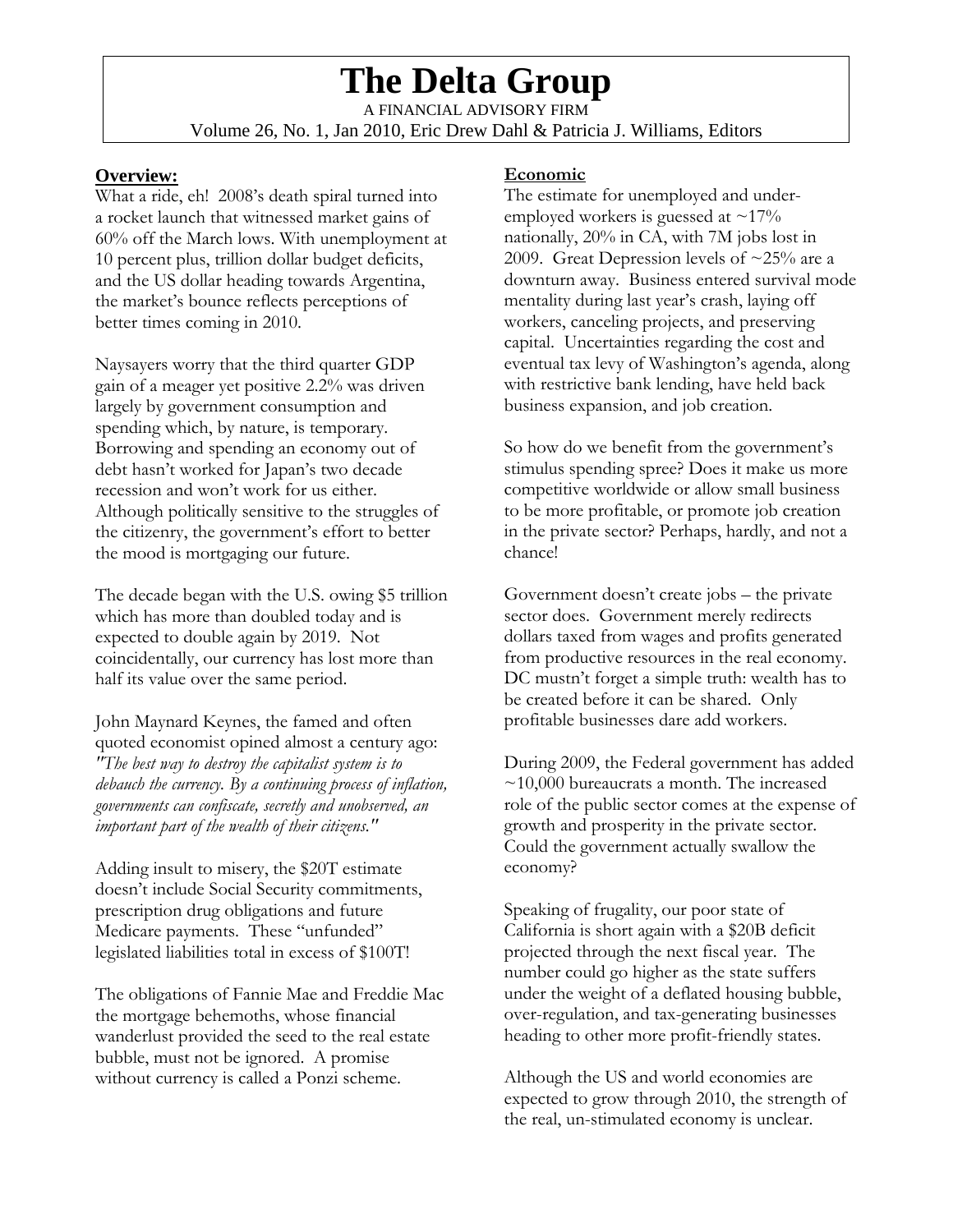# The Delta Group

A FINANCIAL ADVISORY FIRM

Volume 26, No. 1, Jan 2010, Eric Drew Dahl & Patricia J. Williams, Editors

## Overview:

What a ride, eh! 2008's death spiral turned into a rocket launch that witnessed market gains of 60% off the March lows. With unemployment at 10 percent plus, trillion dollar budget deficits, and the US dollar heading towards Argentina, the market's bounce reflects perceptions of better times coming in 2010.

Naysayers worry that the third quarter GDP gain of a meager yet positive 2.2% was driven largely by government consumption and spending which, by nature, is temporary. Borrowing and spending an economy out of debt hasn't worked for Japan's two decade recession and won't work for us either. Although politically sensitive to the struggles of the citizenry, the government's effort to better the mood is mortgaging our future.

The decade began with the U.S. owing $5 trillion which has more than doubled today and is expected to double again by 2019. Not coincidentally, our currency has lost more than half its value over the same period.

John Maynard Keynes, the famed and often quoted economist opined almost a century ago: *"The best way to destroy the capitalist system is to debauch the currency. By a continuing process of inflation, governments can confiscate, secretly and unobserved, an important part of the wealth of their citizens."*

Adding insult to misery, the $20T estimate doesn't include Social Security commitments, prescription drug obligations and future Medicare payments. These "unfunded" legislated liabilities total in excess of $100T!

The obligations of Fannie Mae and Freddie Mac the mortgage behemoths, whose financial wanderlust provided the seed to the real estate bubble, must not be ignored. A promise without currency is called a Ponzi scheme.

## Economic

The estimate for unemployed and under-employed workers is guessed at ~17% nationally, 20% in CA, with 7M jobs lost in 2009. Great Depression levels of ~25% are a downturn away. Business entered survival mode mentality during last year's crash, laying off workers, canceling projects, and preserving capital. Uncertainties regarding the cost and eventual tax levy of Washington's agenda, along with restrictive bank lending, have held back business expansion, and job creation.

So how do we benefit from the government's stimulus spending spree? Does it make us more competitive worldwide or allow small business to be more profitable, or promote job creation in the private sector? Perhaps, hardly, and not a chance!

Government doesn't create jobs – the private sector does. Government merely redirects dollars taxed from wages and profits generated from productive resources in the real economy. DC mustn't forget a simple truth: wealth has to be created before it can be shared. Only profitable businesses dare add workers.

During 2009, the Federal government has added ~10,000 bureaucrats a month. The increased role of the public sector comes at the expense of growth and prosperity in the private sector. Could the government actually swallow the economy?

Speaking of frugality, our poor state of California is short again with a $20B deficit projected through the next fiscal year. The number could go higher as the state suffers under the weight of a deflated housing bubble, over-regulation, and tax-generating businesses heading to other more profit-friendly states.

Although the US and world economies are expected to grow through 2010, the strength of the real, un-stimulated economy is unclear.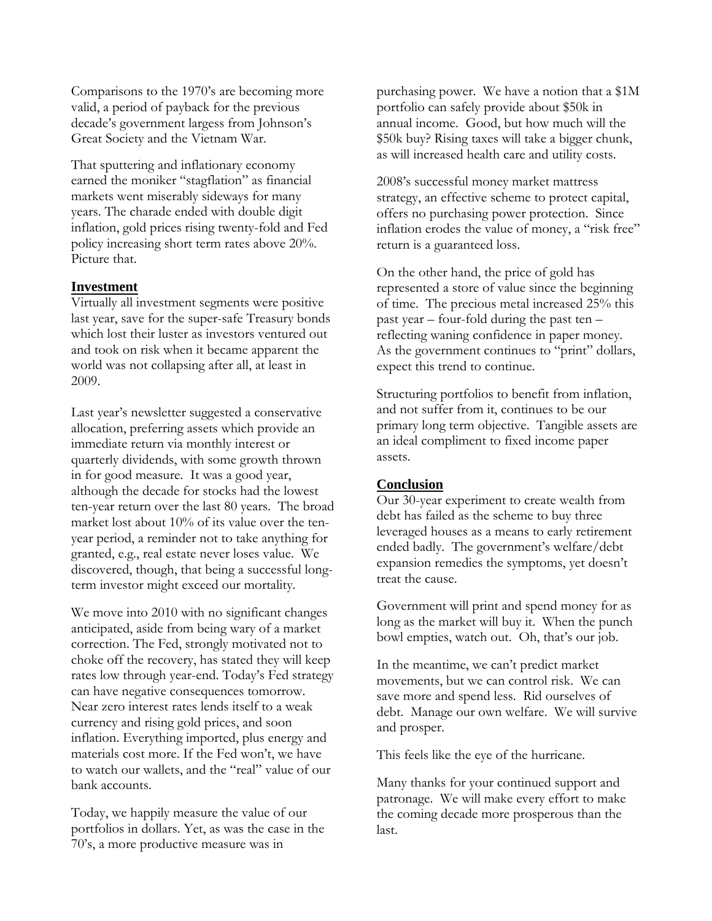Comparisons to the 1970's are becoming more valid, a period of payback for the previous decade's government largess from Johnson's Great Society and the Vietnam War.

That sputtering and inflationary economy earned the moniker "stagflation" as financial markets went miserably sideways for many years. The charade ended with double digit inflation, gold prices rising twenty-fold and Fed policy increasing short term rates above 20%. Picture that.

## Investment

Virtually all investment segments were positive last year, save for the super-safe Treasury bonds which lost their luster as investors ventured out and took on risk when it became apparent the world was not collapsing after all, at least in 2009.

Last year's newsletter suggested a conservative allocation, preferring assets which provide an immediate return via monthly interest or quarterly dividends, with some growth thrown in for good measure. It was a good year, although the decade for stocks had the lowest ten-year return over the last 80 years. The broad market lost about 10% of its value over the ten-year period, a reminder not to take anything for granted, e.g., real estate never loses value. We discovered, though, that being a successful long-term investor might exceed our mortality.

We move into 2010 with no significant changes anticipated, aside from being wary of a market correction. The Fed, strongly motivated not to choke off the recovery, has stated they will keep rates low through year-end. Today's Fed strategy can have negative consequences tomorrow. Near zero interest rates lends itself to a weak currency and rising gold prices, and soon inflation. Everything imported, plus energy and materials cost more. If the Fed won't, we have to watch our wallets, and the "real" value of our bank accounts.

Today, we happily measure the value of our portfolios in dollars. Yet, as was the case in the 70's, a more productive measure was in purchasing power. We have a notion that a $1M portfolio can safely provide about $50k in annual income. Good, but how much will the $50k buy? Rising taxes will take a bigger chunk, as will increased health care and utility costs.

2008's successful money market mattress strategy, an effective scheme to protect capital, offers no purchasing power protection. Since inflation erodes the value of money, a "risk free" return is a guaranteed loss.

On the other hand, the price of gold has represented a store of value since the beginning of time. The precious metal increased 25% this past year – four-fold during the past ten – reflecting waning confidence in paper money. As the government continues to "print" dollars, expect this trend to continue.

Structuring portfolios to benefit from inflation, and not suffer from it, continues to be our primary long term objective. Tangible assets are an ideal compliment to fixed income paper assets.

## Conclusion

Our 30-year experiment to create wealth from debt has failed as the scheme to buy three leveraged houses as a means to early retirement ended badly. The government's welfare/debt expansion remedies the symptoms, yet doesn't treat the cause.

Government will print and spend money for as long as the market will buy it. When the punch bowl empties, watch out. Oh, that's our job.

In the meantime, we can't predict market movements, but we can control risk. We can save more and spend less. Rid ourselves of debt. Manage our own welfare. We will survive and prosper.

This feels like the eye of the hurricane.

Many thanks for your continued support and patronage. We will make every effort to make the coming decade more prosperous than the last.